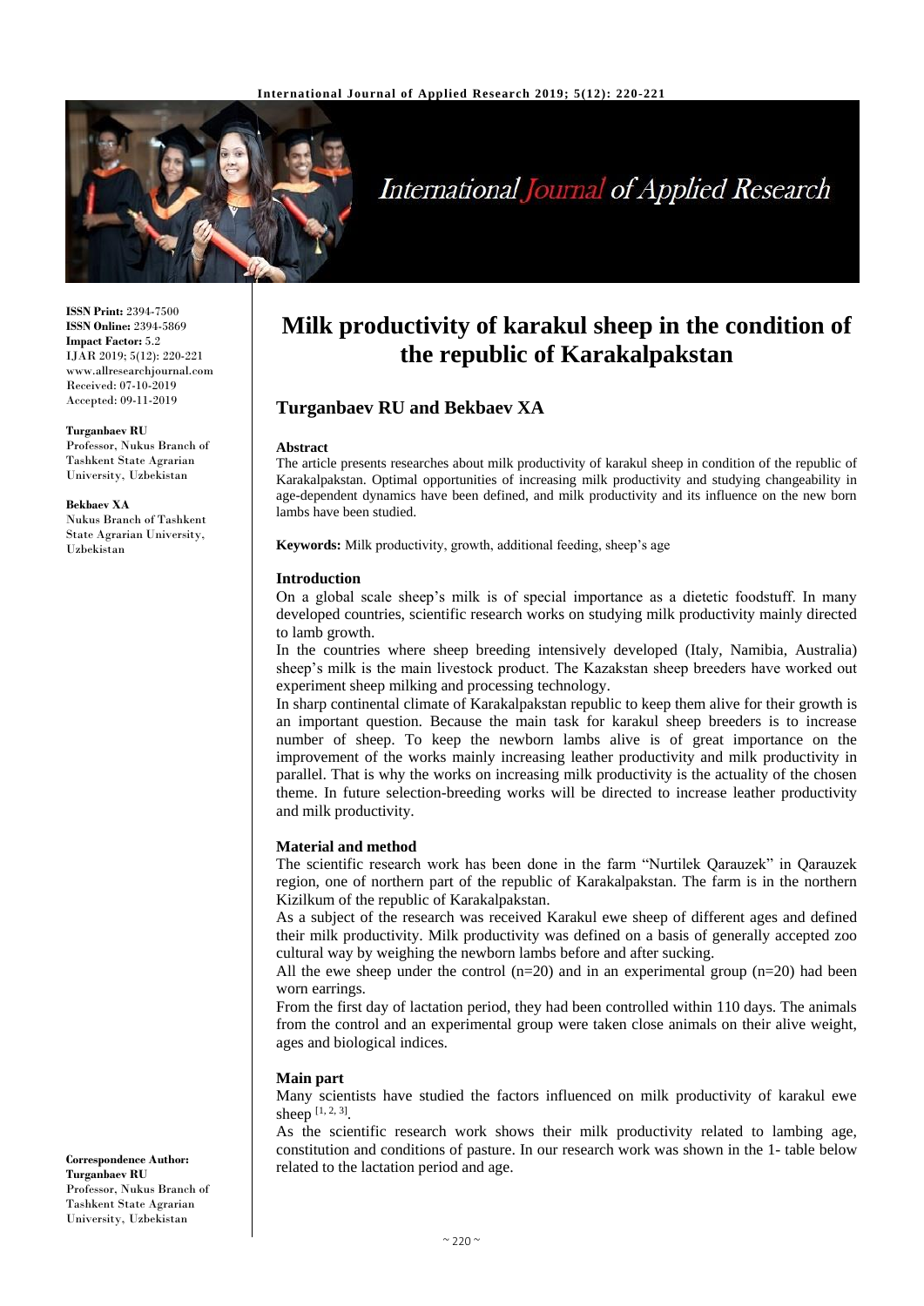# Milk productivity of karakul sheep in the condition of the republic of Karakalpakstan

**Turganbaev RU and Bekbaev XA**

**ISSN Print:** 2394-7500
**ISSN Online:** 2394-5869
**Impact Factor:** 5.2
IJAR 2019; 5(12): 220-221
www.allresearchjournal.com
Received: 07-10-2019
Accepted: 09-11-2019

**Turganbaev RU**
Professor, Nukus Branch of Tashkent State Agrarian University, Uzbekistan

**Bekbaev XA**
Nukus Branch of Tashkent State Agrarian University, Uzbekistan

**Correspondence Author:**
**Turganbaev RU**
Professor, Nukus Branch of Tashkent State Agrarian University, Uzbekistan

### Abstract

The article presents researches about milk productivity of karakul sheep in condition of the republic of Karakalpakstan. Optimal opportunities of increasing milk productivity and studying changeability in age-dependent dynamics have been defined, and milk productivity and its influence on the new born lambs have been studied.

**Keywords:** Milk productivity, growth, additional feeding, sheep's age

### Introduction

On a global scale sheep's milk is of special importance as a dietetic foodstuff. In many developed countries, scientific research works on studying milk productivity mainly directed to lamb growth.

In the countries where sheep breeding intensively developed (Italy, Namibia, Australia) sheep's milk is the main livestock product. The Kazakstan sheep breeders have worked out experiment sheep milking and processing technology.

In sharp continental climate of Karakalpakstan republic to keep them alive for their growth is an important question. Because the main task for karakul sheep breeders is to increase number of sheep. To keep the newborn lambs alive is of great importance on the improvement of the works mainly increasing leather productivity and milk productivity in parallel. That is why the works on increasing milk productivity is the actuality of the chosen theme. In future selection-breeding works will be directed to increase leather productivity and milk productivity.

### Material and method

The scientific research work has been done in the farm "Nurtilek Qarauzek" in Qarauzek region, one of northern part of the republic of Karakalpakstan. The farm is in the northern Kizilkum of the republic of Karakalpakstan.

As a subject of the research was received Karakul ewe sheep of different ages and defined their milk productivity. Milk productivity was defined on a basis of generally accepted zoo cultural way by weighing the newborn lambs before and after sucking.

All the ewe sheep under the control (n=20) and in an experimental group (n=20) had been worn earrings.

From the first day of lactation period, they had been controlled within 110 days. The animals from the control and an experimental group were taken close animals on their alive weight, ages and biological indices.

### Main part

Many scientists have studied the factors influenced on milk productivity of karakul ewe sheep [1, 2, 3].

As the scientific research work shows their milk productivity related to lambing age, constitution and conditions of pasture. In our research work was shown in the 1- table below related to the lactation period and age.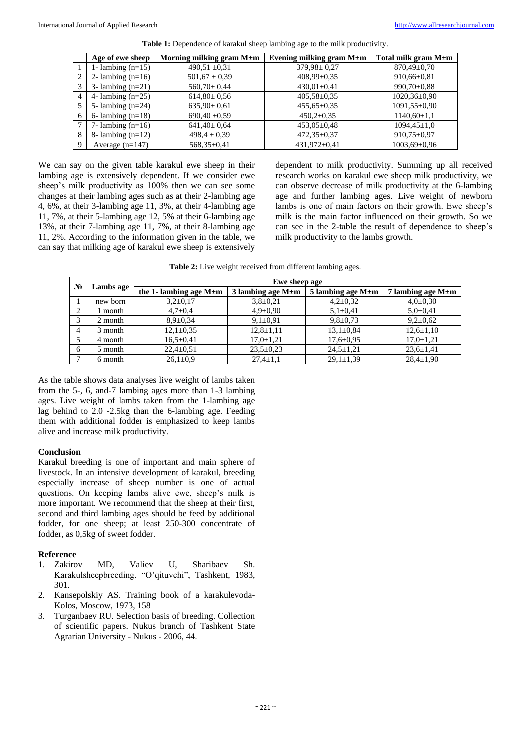**Table 1:** Dependence of karakul sheep lambing age to the milk productivity.

| | Age of ewe sheep | Morning milking gram M±m | Evening milking gram M±m | Total milk gram M±m |
|---|---|---|---|---|
| 1 | 1- lambing (n=15) | 490,51 ±0,31 | 379,98± 0,27 | 870,49±0,70 |
| 2 | 2- lambing (n=16) | 501,67 ± 0,39 | 408,99±0,35 | 910,66±0,81 |
| 3 | 3- lambing (n=21) | 560,70± 0,44 | 430,01±0,41 | 990,70±0,88 |
| 4 | 4- lambing (n=25) | 614,80± 0,56 | 405,58±0,35 | 1020,36±0,90 |
| 5 | 5- lambing (n=24) | 635,90± 0,61 | 455,65±0,35 | 1091,55±0,90 |
| 6 | 6- lambing (n=18) | 690,40 ±0,59 | 450,2±0,35 | 1140,60±1,1 |
| 7 | 7- lambing (n=16) | 641,40± 0,64 | 453,05±0,48 | 1094,45±1,0 |
| 8 | 8- lambing (n=12) | 498,4 ± 0,39 | 472,35±0,37 | 910,75±0,97 |
| 9 | Average (n=147) | 568,35±0,41 | 431,972±0,41 | 1003,69±0,96 |

We can say on the given table karakul ewe sheep in their lambing age is extensively dependent. If we consider ewe sheep's milk productivity as 100% then we can see some changes at their lambing ages such as at their 2-lambing age 4, 6%, at their 3-lambing age 11, 3%, at their 4-lambing age 11, 7%, at their 5-lambing age 12, 5% at their 6-lambing age 13%, at their 7-lambing age 11, 7%, at their 8-lambing age 11, 2%. According to the information given in the table, we can say that milking age of karakul ewe sheep is extensively dependent to milk productivity. Summing up all received research works on karakul ewe sheep milk productivity, we can observe decrease of milk productivity at the 6-lambing age and further lambing ages. Live weight of newborn lambs is one of main factors on their growth. Ewe sheep's milk is the main factor influenced on their growth. So we can see in the 2-table the result of dependence to sheep's milk productivity to the lambs growth.

**Table 2:** Live weight received from different lambing ages.

| № | Lambs age | Ewe sheep age | | | |
|---|---|---|---|---|---|
| | | the 1- lambing age M±m | 3 lambing age M±m | 5 lambing age M±m | 7 lambing age M±m |
| 1 | new born | 3,2±0,17 | 3,8±0,21 | 4,2±0,32 | 4,0±0,30 |
| 2 | 1 month | 4,7±0,4 | 4,9±0,90 | 5,1±0,41 | 5,0±0,41 |
| 3 | 2 month | 8,9±0,34 | 9,1±0,91 | 9,8±0,73 | 9,2±0,62 |
| 4 | 3 month | 12,1±0,35 | 12,8±1,11 | 13,1±0,84 | 12,6±1,10 |
| 5 | 4 month | 16,5±0,41 | 17,0±1,21 | 17,6±0,95 | 17,0±1,21 |
| 6 | 5 month | 22,4±0,51 | 23,5±0,23 | 24,5±1,21 | 23,6±1,41 |
| 7 | 6 month | 26,1±0,9 | 27,4±1,1 | 29,1±1,39 | 28,4±1,90 |

As the table shows data analyses live weight of lambs taken from the 5-, 6, and-7 lambing ages more than 1-3 lambing ages. Live weight of lambs taken from the 1-lambing age lag behind to 2.0 -2.5kg than the 6-lambing age. Feeding them with additional fodder is emphasized to keep lambs alive and increase milk productivity.

## Conclusion

Karakul breeding is one of important and main sphere of livestock. In an intensive development of karakul, breeding especially increase of sheep number is one of actual questions. On keeping lambs alive ewe, sheep's milk is more important. We recommend that the sheep at their first, second and third lambing ages should be feed by additional fodder, for one sheep; at least 250-300 concentrate of fodder, as 0,5kg of sweet fodder.

## Reference

1. Zakirov MD, Valiev U, Sharibaev Sh. Karakulsheepbreeding. "O'qituvchi", Tashkent, 1983, 301.
2. Kansepolskiy AS. Training book of a karakulevoda-Kolos, Moscow, 1973, 158
3. Turganbaev RU. Selection basis of breeding. Collection of scientific papers. Nukus branch of Tashkent State Agrarian University - Nukus - 2006, 44.